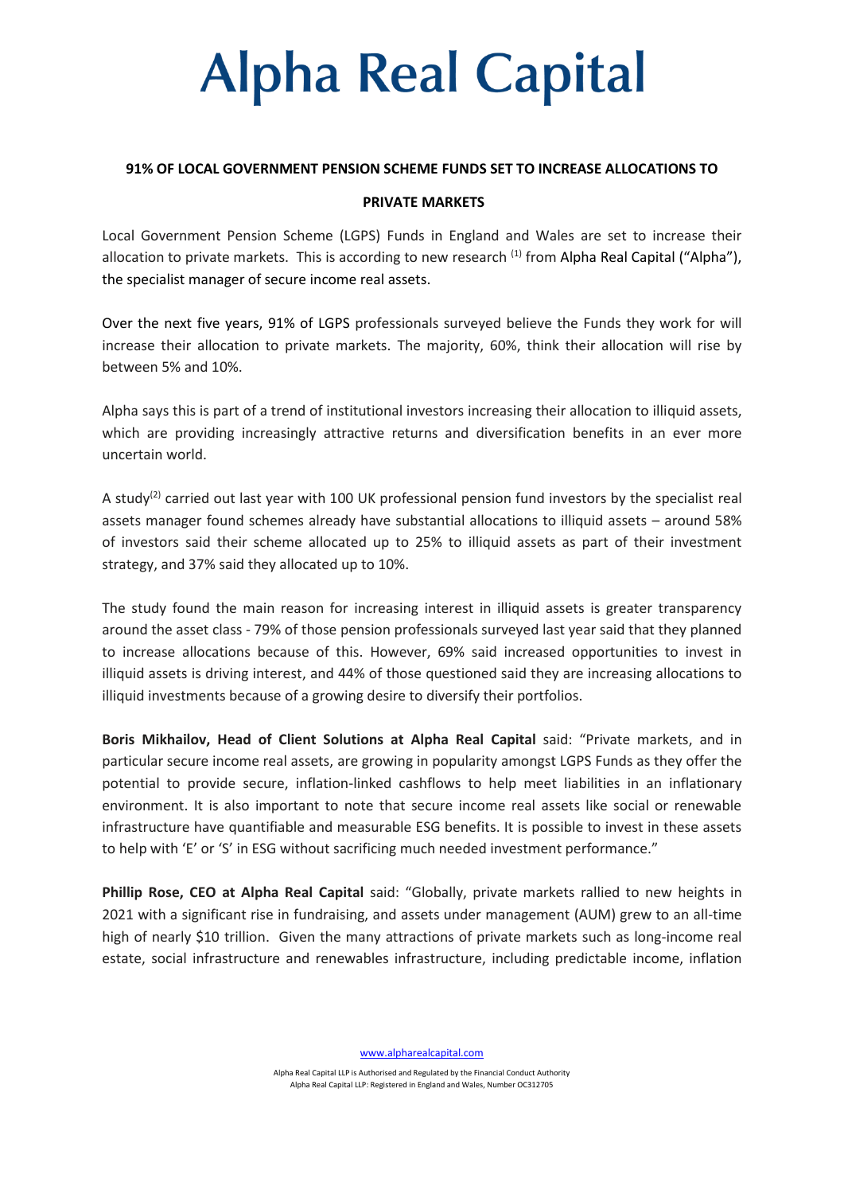# Alpha Real Capital

**91% OF LOCAL GOVERNMENT PENSION SCHEME FUNDS SET TO INCREASE ALLOCATIONS TO PRIVATE MARKETS**

Local Government Pension Scheme (LGPS) Funds in England and Wales are set to increase their allocation to private markets. This is according to new research [(1)] from Alpha Real Capital ("Alpha"), the specialist manager of secure income real assets.

Over the next five years, 91% of LGPS professionals surveyed believe the Funds they work for will increase their allocation to private markets. The majority, 60%, think their allocation will rise by between 5% and 10%.

Alpha says this is part of a trend of institutional investors increasing their allocation to illiquid assets, which are providing increasingly attractive returns and diversification benefits in an ever more uncertain world.

A study[(2)] carried out last year with 100 UK professional pension fund investors by the specialist real assets manager found schemes already have substantial allocations to illiquid assets – around 58% of investors said their scheme allocated up to 25% to illiquid assets as part of their investment strategy, and 37% said they allocated up to 10%.

The study found the main reason for increasing interest in illiquid assets is greater transparency around the asset class - 79% of those pension professionals surveyed last year said that they planned to increase allocations because of this. However, 69% said increased opportunities to invest in illiquid assets is driving interest, and 44% of those questioned said they are increasing allocations to illiquid investments because of a growing desire to diversify their portfolios.

**Boris Mikhailov, Head of Client Solutions at Alpha Real Capital** said: "Private markets, and in particular secure income real assets, are growing in popularity amongst LGPS Funds as they offer the potential to provide secure, inflation-linked cashflows to help meet liabilities in an inflationary environment. It is also important to note that secure income real assets like social or renewable infrastructure have quantifiable and measurable ESG benefits. It is possible to invest in these assets to help with 'E' or 'S' in ESG without sacrificing much needed investment performance."

**Phillip Rose, CEO at Alpha Real Capital** said: "Globally, private markets rallied to new heights in 2021 with a significant rise in fundraising, and assets under management (AUM) grew to an all-time high of nearly $10 trillion. Given the many attractions of private markets such as long-income real estate, social infrastructure and renewables infrastructure, including predictable income, inflation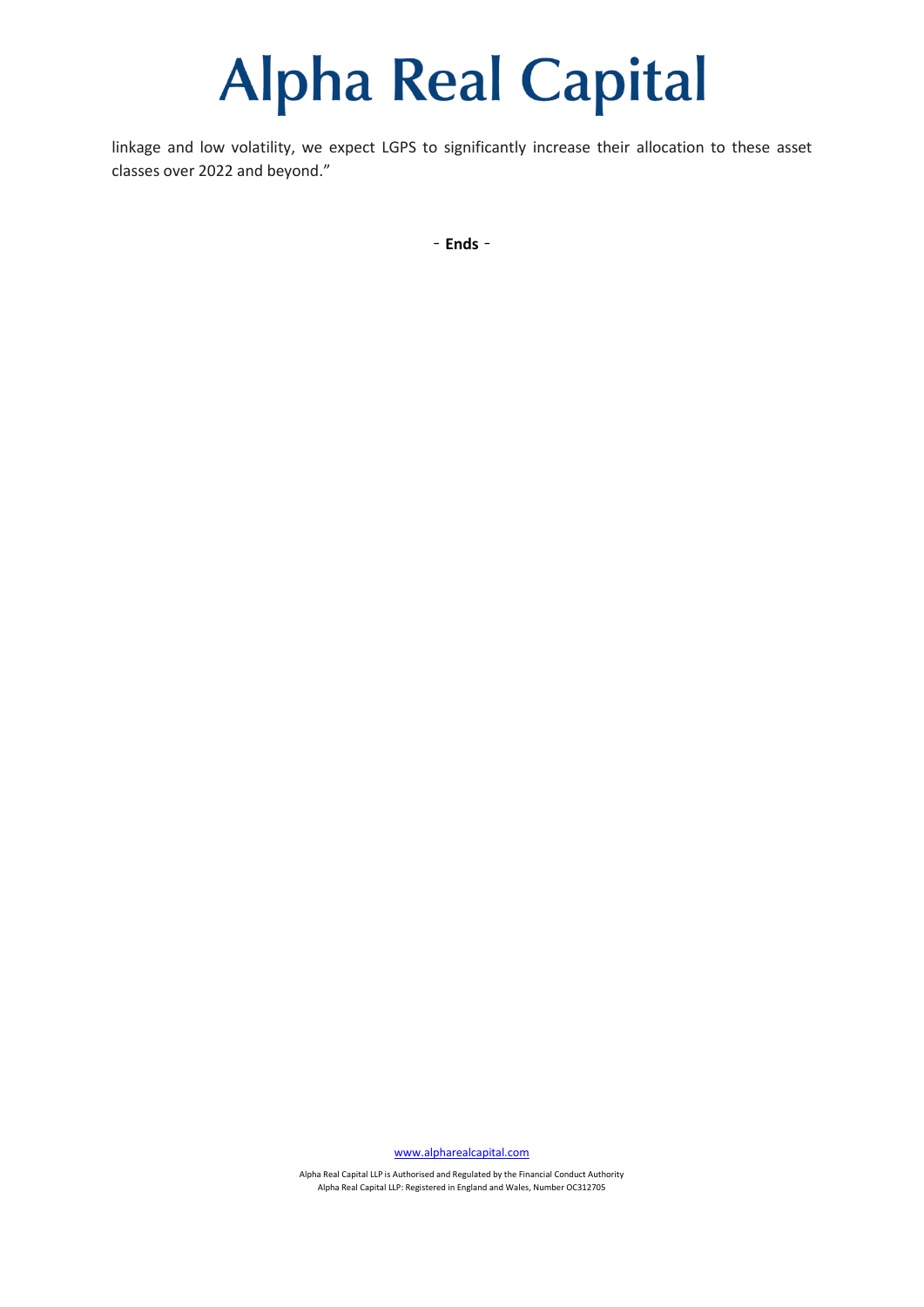linkage and low volatility, we expect LGPS to significantly increase their allocation to these asset classes over 2022 and beyond."

- **Ends** -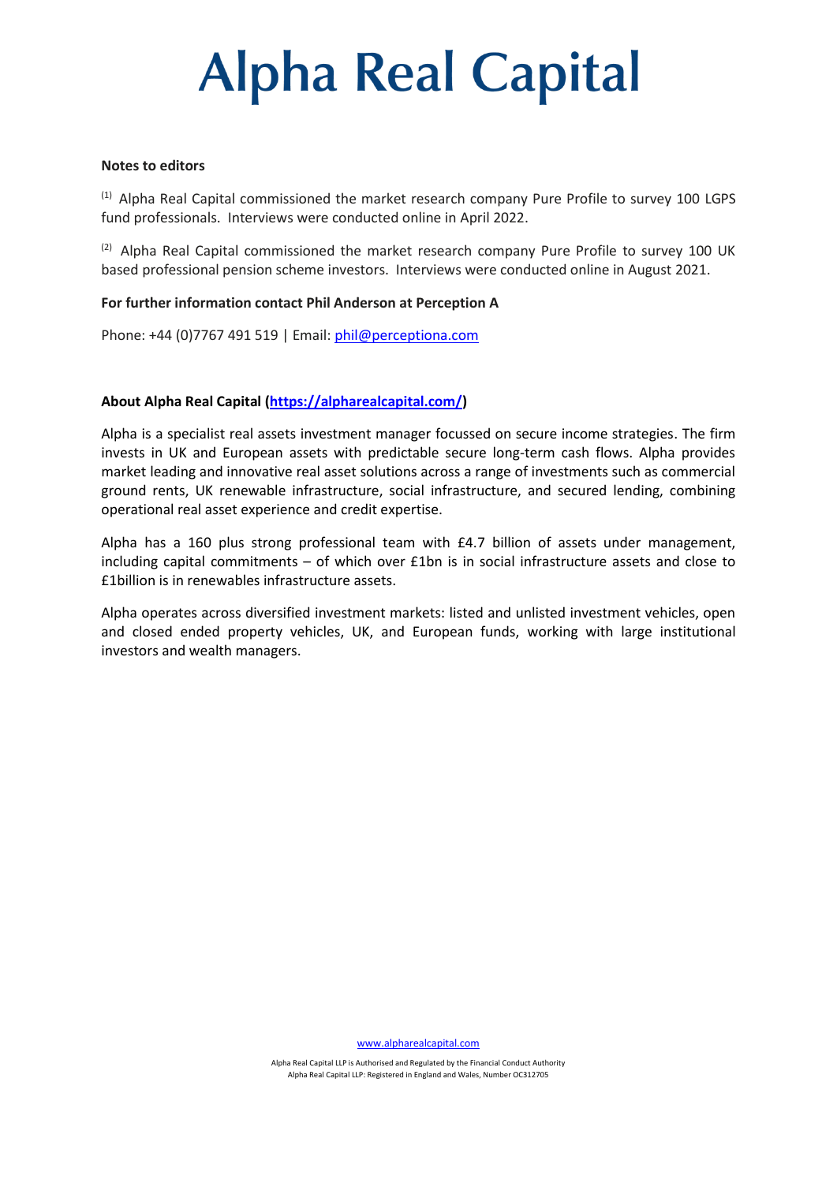# Alpha Real Capital

**Notes to editors**

[1] Alpha Real Capital commissioned the market research company Pure Profile to survey 100 LGPS fund professionals. Interviews were conducted online in April 2022.

[2] Alpha Real Capital commissioned the market research company Pure Profile to survey 100 UK based professional pension scheme investors. Interviews were conducted online in August 2021.

**For further information contact Phil Anderson at Perception A**

Phone: +44 (0)7767 491 519 | Email: phil@perceptiona.com

**About Alpha Real Capital (https://alpharealcapital.com/)**

Alpha is a specialist real assets investment manager focussed on secure income strategies. The firm invests in UK and European assets with predictable secure long-term cash flows. Alpha provides market leading and innovative real asset solutions across a range of investments such as commercial ground rents, UK renewable infrastructure, social infrastructure, and secured lending, combining operational real asset experience and credit expertise.

Alpha has a 160 plus strong professional team with £4.7 billion of assets under management, including capital commitments – of which over £1bn is in social infrastructure assets and close to £1billion is in renewables infrastructure assets.

Alpha operates across diversified investment markets: listed and unlisted investment vehicles, open and closed ended property vehicles, UK, and European funds, working with large institutional investors and wealth managers.

www.alpharealcapital.com

Alpha Real Capital LLP is Authorised and Regulated by the Financial Conduct Authority
Alpha Real Capital LLP: Registered in England and Wales, Number OC312705